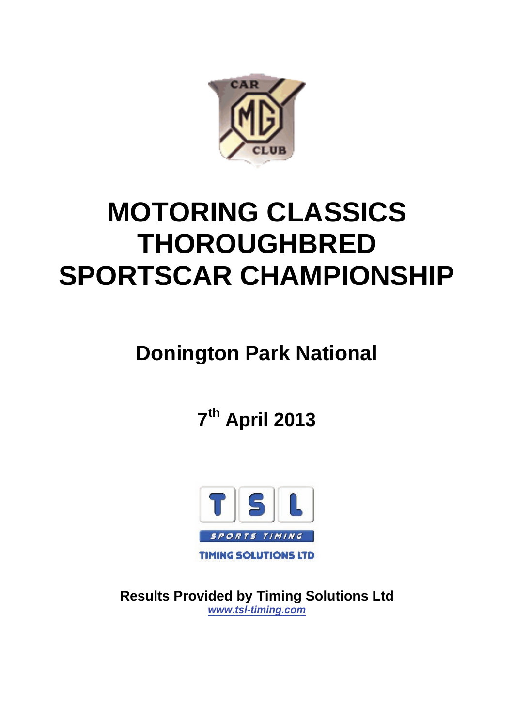# MOTORING CLASSICS THOROUGHBRED SPORTSCAR CHAMPIONSHIP

## Donington Park National

## 7th April 2013

**Results Provided by Timing Solutions Ltd**
*www.tsl-timing.com*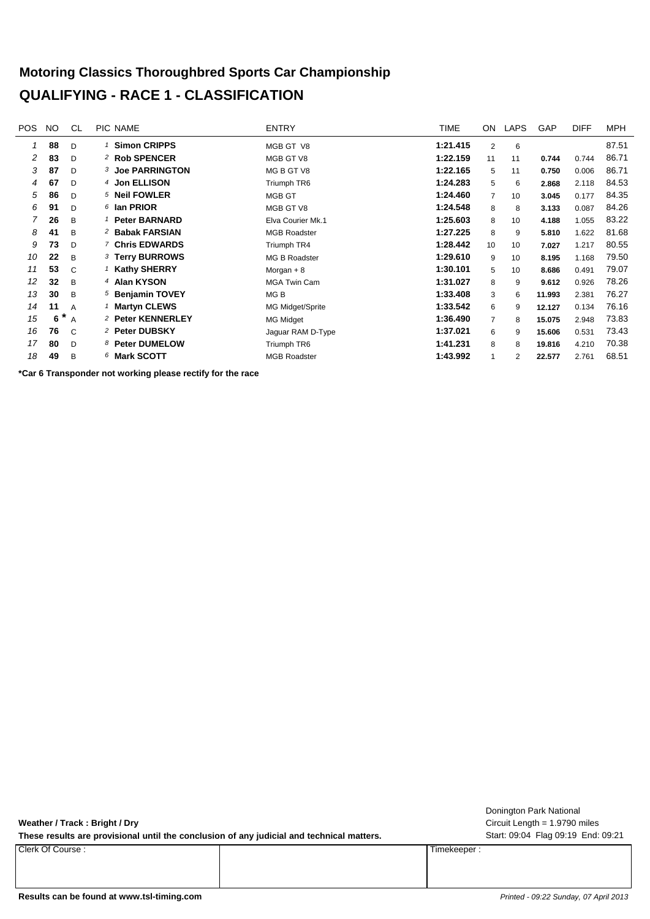# Motoring Classics Thoroughbred Sports Car Championship

## QUALIFYING - RACE 1 - CLASSIFICATION

| POS | NO | CL | PIC | NAME | ENTRY | TIME | ON | LAPS | GAP | DIFF | MPH |
|---|---|---|---|---|---|---|---|---|---|---|---|
| 1 | 88 | D | 1 | **Simon CRIPPS** | MGB GT V8 | 1:21.415 | 2 | 6 | | | 87.51 |
| 2 | 83 | D | 2 | **Rob SPENCER** | MGB GT V8 | 1:22.159 | 11 | 11 | 0.744 | 0.744 | 86.71 |
| 3 | 87 | D | 3 | **Joe PARRINGTON** | MG B GT V8 | 1:22.165 | 5 | 11 | 0.750 | 0.006 | 86.71 |
| 4 | 67 | D | 4 | **Jon ELLISON** | Triumph TR6 | 1:24.283 | 5 | 6 | 2.868 | 2.118 | 84.53 |
| 5 | 86 | D | 5 | **Neil FOWLER** | MGB GT | 1:24.460 | 7 | 10 | 3.045 | 0.177 | 84.35 |
| 6 | 91 | D | 6 | **Ian PRIOR** | MGB GT V8 | 1:24.548 | 8 | 8 | 3.133 | 0.087 | 84.26 |
| 7 | 26 | B | 1 | **Peter BARNARD** | Elva Courier Mk.1 | 1:25.603 | 8 | 10 | 4.188 | 1.055 | 83.22 |
| 8 | 41 | B | 2 | **Babak FARSIAN** | MGB Roadster | 1:27.225 | 8 | 9 | 5.810 | 1.622 | 81.68 |
| 9 | 73 | D | 7 | **Chris EDWARDS** | Triumph TR4 | 1:28.442 | 10 | 10 | 7.027 | 1.217 | 80.55 |
| 10 | 22 | B | 3 | **Terry BURROWS** | MG B Roadster | 1:29.610 | 9 | 10 | 8.195 | 1.168 | 79.50 |
| 11 | 53 | C | 1 | **Kathy SHERRY** | Morgan + 8 | 1:30.101 | 5 | 10 | 8.686 | 0.491 | 79.07 |
| 12 | 32 | B | 4 | **Alan KYSON** | MGA Twin Cam | 1:31.027 | 8 | 9 | 9.612 | 0.926 | 78.26 |
| 13 | 30 | B | 5 | **Benjamin TOVEY** | MG B | 1:33.408 | 3 | 6 | 11.993 | 2.381 | 76.27 |
| 14 | 11 | A | 1 | **Martyn CLEWS** | MG Midget/Sprite | 1:33.542 | 6 | 9 | 12.127 | 0.134 | 76.16 |
| 15 | 6 * | A | 2 | **Peter KENNERLEY** | MG Midget | 1:36.490 | 7 | 8 | 15.075 | 2.948 | 73.83 |
| 16 | 76 | C | 2 | **Peter DUBSKY** | Jaguar RAM D-Type | 1:37.021 | 6 | 9 | 15.606 | 0.531 | 73.43 |
| 17 | 80 | D | 8 | **Peter DUMELOW** | Triumph TR6 | 1:41.231 | 8 | 8 | 19.816 | 4.210 | 70.38 |
| 18 | 49 | B | 6 | **Mark SCOTT** | MGB Roadster | 1:43.992 | 1 | 2 | 22.577 | 2.761 | 68.51 |

**\*Car 6 Transponder not working please rectify for the race**

**Weather / Track : Bright / Dry**

**These results are provisional until the conclusion of any judicial and technical matters.**

Donington Park National
Circuit Length = 1.9790 miles
Start: 09:04 Flag 09:19 End: 09:21

| Clerk Of Course : | | Timekeeper : |
|---|---|---|
| | | |

**Results can be found at www.tsl-timing.com**

*Printed - 09:22 Sunday, 07 April 2013*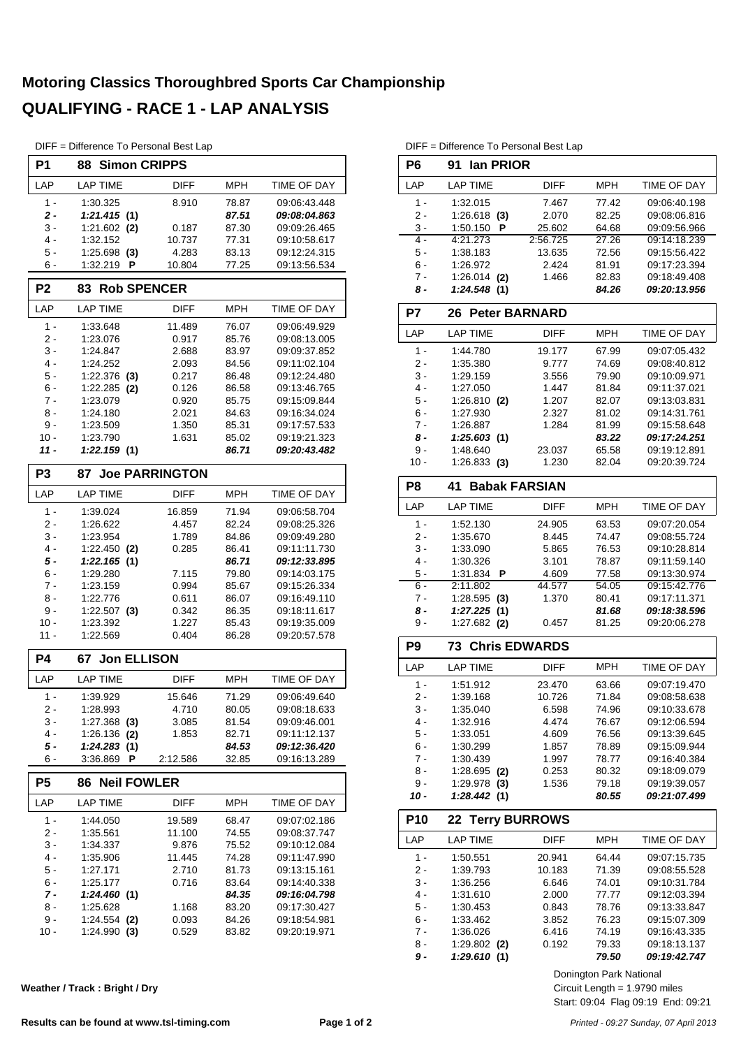# Motoring Classics Thoroughbred Sports Car Championship

## QUALIFYING - RACE 1 - LAP ANALYSIS

DIFF = Difference To Personal Best Lap

### P1 88 Simon CRIPPS

| LAP | LAP TIME | DIFF | MPH | TIME OF DAY |
|---|---|---|---|---|
| 1 - | 1:30.325 | 8.910 | 78.87 | 09:06:43.448 |
| ***2 -*** | ***1:21.415 (1)*** | | ***87.51*** | ***09:08:04.863*** |
| 3 - | 1:21.602 **(2)** | 0.187 | 87.30 | 09:09:26.465 |
| 4 - | 1:32.152 | 10.737 | 77.31 | 09:10:58.617 |
| 5 - | 1:25.698 **(3)** | 4.283 | 83.13 | 09:12:24.315 |
| 6 - | 1:32.219 **P** | 10.804 | 77.25 | 09:13:56.534 |

### P2 83 Rob SPENCER

| LAP | LAP TIME | DIFF | MPH | TIME OF DAY |
|---|---|---|---|---|
| 1 - | 1:33.648 | 11.489 | 76.07 | 09:06:49.929 |
| 2 - | 1:23.076 | 0.917 | 85.76 | 09:08:13.005 |
| 3 - | 1:24.847 | 2.688 | 83.97 | 09:09:37.852 |
| 4 - | 1:24.252 | 2.093 | 84.56 | 09:11:02.104 |
| 5 - | 1:22.376 **(3)** | 0.217 | 86.48 | 09:12:24.480 |
| 6 - | 1:22.285 **(2)** | 0.126 | 86.58 | 09:13:46.765 |
| 7 - | 1:23.079 | 0.920 | 85.75 | 09:15:09.844 |
| 8 - | 1:24.180 | 2.021 | 84.63 | 09:16:34.024 |
| 9 - | 1:23.509 | 1.350 | 85.31 | 09:17:57.533 |
| 10 - | 1:23.790 | 1.631 | 85.02 | 09:19:21.323 |
| ***11 -*** | ***1:22.159 (1)*** | | ***86.71*** | ***09:20:43.482*** |

### P3 87 Joe PARRINGTON

| LAP | LAP TIME | DIFF | MPH | TIME OF DAY |
|---|---|---|---|---|
| 1 - | 1:39.024 | 16.859 | 71.94 | 09:06:58.704 |
| 2 - | 1:26.622 | 4.457 | 82.24 | 09:08:25.326 |
| 3 - | 1:23.954 | 1.789 | 84.86 | 09:09:49.280 |
| 4 - | 1:22.450 **(2)** | 0.285 | 86.41 | 09:11:11.730 |
| ***5 -*** | ***1:22.165 (1)*** | | ***86.71*** | ***09:12:33.895*** |
| 6 - | 1:29.280 | 7.115 | 79.80 | 09:14:03.175 |
| 7 - | 1:23.159 | 0.994 | 85.67 | 09:15:26.334 |
| 8 - | 1:22.776 | 0.611 | 86.07 | 09:16:49.110 |
| 9 - | 1:22.507 **(3)** | 0.342 | 86.35 | 09:18:11.617 |
| 10 - | 1:23.392 | 1.227 | 85.43 | 09:19:35.009 |
| 11 - | 1:22.569 | 0.404 | 86.28 | 09:20:57.578 |

### P4 67 Jon ELLISON

| LAP | LAP TIME | DIFF | MPH | TIME OF DAY |
|---|---|---|---|---|
| 1 - | 1:39.929 | 15.646 | 71.29 | 09:06:49.640 |
| 2 - | 1:28.993 | 4.710 | 80.05 | 09:08:18.633 |
| 3 - | 1:27.368 **(3)** | 3.085 | 81.54 | 09:09:46.001 |
| 4 - | 1:26.136 **(2)** | 1.853 | 82.71 | 09:11:12.137 |
| ***5 -*** | ***1:24.283 (1)*** | | ***84.53*** | ***09:12:36.420*** |
| 6 - | 3:36.869 **P** | 2:12.586 | 32.85 | 09:16:13.289 |

### P5 86 Neil FOWLER

| LAP | LAP TIME | DIFF | MPH | TIME OF DAY |
|---|---|---|---|---|
| 1 - | 1:44.050 | 19.589 | 68.47 | 09:07:02.186 |
| 2 - | 1:35.561 | 11.100 | 74.55 | 09:08:37.747 |
| 3 - | 1:34.337 | 9.876 | 75.52 | 09:10:12.084 |
| 4 - | 1:35.906 | 11.445 | 74.28 | 09:11:47.990 |
| 5 - | 1:27.171 | 2.710 | 81.73 | 09:13:15.161 |
| 6 - | 1:25.177 | 0.716 | 83.64 | 09:14:40.338 |
| ***7 -*** | ***1:24.460 (1)*** | | ***84.35*** | ***09:16:04.798*** |
| 8 - | 1:25.628 | 1.168 | 83.20 | 09:17:30.427 |
| 9 - | 1:24.554 **(2)** | 0.093 | 84.26 | 09:18:54.981 |
| 10 - | 1:24.990 **(3)** | 0.529 | 83.82 | 09:20:19.971 |

DIFF = Difference To Personal Best Lap

### P6 91 Ian PRIOR

| LAP | LAP TIME | DIFF | MPH | TIME OF DAY |
|---|---|---|---|---|
| 1 - | 1:32.015 | 7.467 | 77.42 | 09:06:40.198 |
| 2 - | 1:26.618 **(3)** | 2.070 | 82.25 | 09:08:06.816 |
| 3 - | 1:50.150 **P** | 25.602 | 64.68 | 09:09:56.966 |
| 4 - | 4:21.273 | 2:56.725 | 27.26 | 09:14:18.239 |
| 5 - | 1:38.183 | 13.635 | 72.56 | 09:15:56.422 |
| 6 - | 1:26.972 | 2.424 | 81.91 | 09:17:23.394 |
| 7 - | 1:26.014 **(2)** | 1.466 | 82.83 | 09:18:49.408 |
| ***8 -*** | ***1:24.548 (1)*** | | ***84.26*** | ***09:20:13.956*** |

### P7 26 Peter BARNARD

| LAP | LAP TIME | DIFF | MPH | TIME OF DAY |
|---|---|---|---|---|
| 1 - | 1:44.780 | 19.177 | 67.99 | 09:07:05.432 |
| 2 - | 1:35.380 | 9.777 | 74.69 | 09:08:40.812 |
| 3 - | 1:29.159 | 3.556 | 79.90 | 09:10:09.971 |
| 4 - | 1:27.050 | 1.447 | 81.84 | 09:11:37.021 |
| 5 - | 1:26.810 **(2)** | 1.207 | 82.07 | 09:13:03.831 |
| 6 - | 1:27.930 | 2.327 | 81.02 | 09:14:31.761 |
| 7 - | 1:26.887 | 1.284 | 81.99 | 09:15:58.648 |
| ***8 -*** | ***1:25.603 (1)*** | | ***83.22*** | ***09:17:24.251*** |
| 9 - | 1:48.640 | 23.037 | 65.58 | 09:19:12.891 |
| 10 - | 1:26.833 **(3)** | 1.230 | 82.04 | 09:20:39.724 |

### P8 41 Babak FARSIAN

| LAP | LAP TIME | DIFF | MPH | TIME OF DAY |
|---|---|---|---|---|
| 1 - | 1:52.130 | 24.905 | 63.53 | 09:07:20.054 |
| 2 - | 1:35.670 | 8.445 | 74.47 | 09:08:55.724 |
| 3 - | 1:33.090 | 5.865 | 76.53 | 09:10:28.814 |
| 4 - | 1:30.326 | 3.101 | 78.87 | 09:11:59.140 |
| 5 - | 1:31.834 **P** | 4.609 | 77.58 | 09:13:30.974 |
| 6 - | 2:11.802 | 44.577 | 54.05 | 09:15:42.776 |
| 7 - | 1:28.595 **(3)** | 1.370 | 80.41 | 09:17:11.371 |
| ***8 -*** | ***1:27.225 (1)*** | | ***81.68*** | ***09:18:38.596*** |
| 9 - | 1:27.682 **(2)** | 0.457 | 81.25 | 09:20:06.278 |

### P9 73 Chris EDWARDS

| LAP | LAP TIME | DIFF | MPH | TIME OF DAY |
|---|---|---|---|---|
| 1 - | 1:51.912 | 23.470 | 63.66 | 09:07:19.470 |
| 2 - | 1:39.168 | 10.726 | 71.84 | 09:08:58.638 |
| 3 - | 1:35.040 | 6.598 | 74.96 | 09:10:33.678 |
| 4 - | 1:32.916 | 4.474 | 76.67 | 09:12:06.594 |
| 5 - | 1:33.051 | 4.609 | 76.56 | 09:13:39.645 |
| 6 - | 1:30.299 | 1.857 | 78.89 | 09:15:09.944 |
| 7 - | 1:30.439 | 1.997 | 78.77 | 09:16:40.384 |
| 8 - | 1:28.695 **(2)** | 0.253 | 80.32 | 09:18:09.079 |
| 9 - | 1:29.978 **(3)** | 1.536 | 79.18 | 09:19:39.057 |
| ***10 -*** | ***1:28.442 (1)*** | | ***80.55*** | ***09:21:07.499*** |

### P10 22 Terry BURROWS

| LAP | LAP TIME | DIFF | MPH | TIME OF DAY |
|---|---|---|---|---|
| 1 - | 1:50.551 | 20.941 | 64.44 | 09:07:15.735 |
| 2 - | 1:39.793 | 10.183 | 71.39 | 09:08:55.528 |
| 3 - | 1:36.256 | 6.646 | 74.01 | 09:10:31.784 |
| 4 - | 1:31.610 | 2.000 | 77.77 | 09:12:03.394 |
| 5 - | 1:30.453 | 0.843 | 78.76 | 09:13:33.847 |
| 6 - | 1:33.462 | 3.852 | 76.23 | 09:15:07.309 |
| 7 - | 1:36.026 | 6.416 | 74.19 | 09:16:43.335 |
| 8 - | 1:29.802 **(2)** | 0.192 | 79.33 | 09:18:13.137 |
| ***9 -*** | ***1:29.610 (1)*** | | ***79.50*** | ***09:19:42.747*** |

**Weather / Track : Bright / Dry**

Donington Park National
Circuit Length = 1.979O miles
Start: 09:04 Flag 09:19 End: 09:21

**Results can be found at www.tsl-timing.com**

*Printed - 09:27 Sunday, 07 April 2013*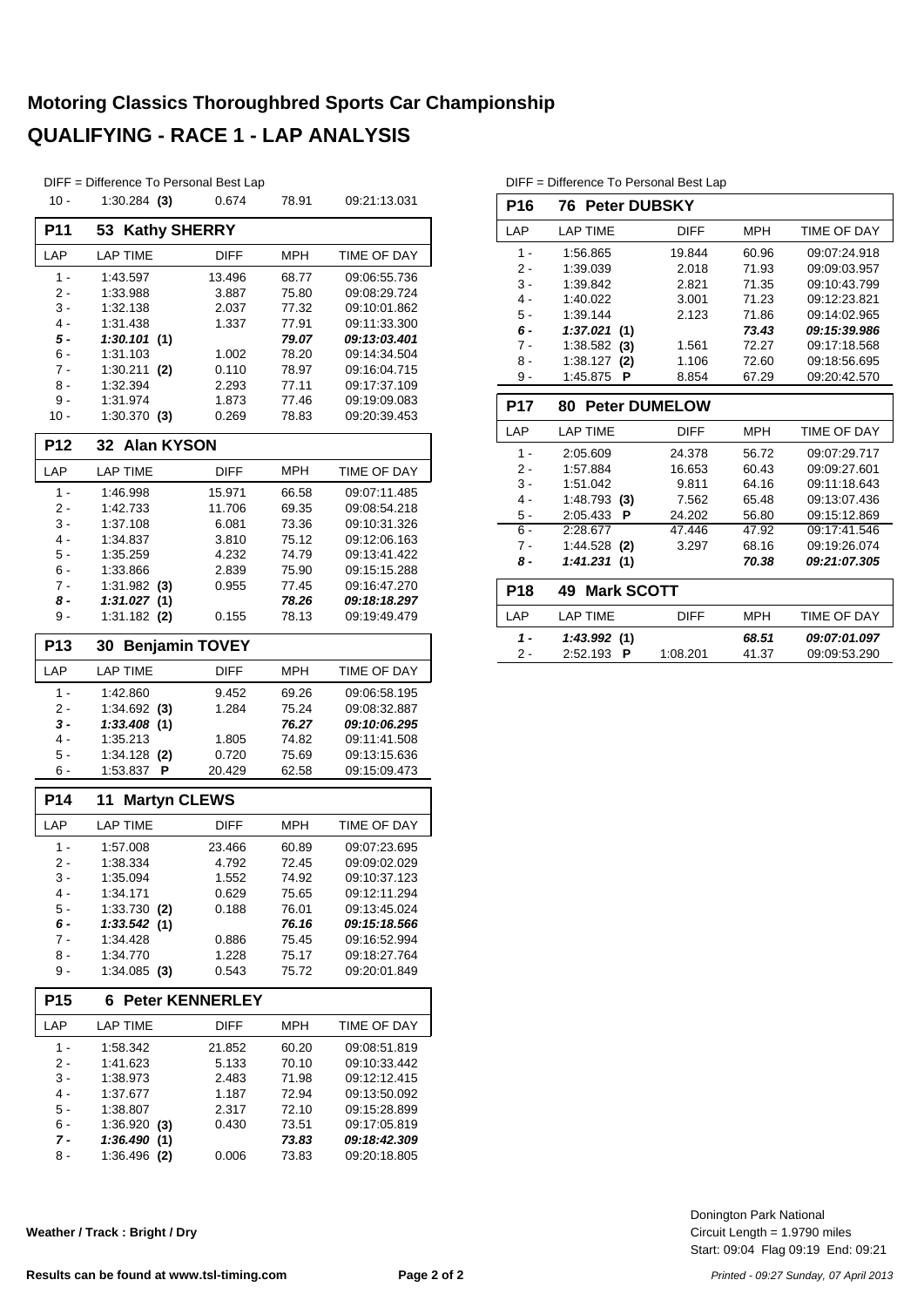# Motoring Classics Thoroughbred Sports Car Championship

## QUALIFYING - RACE 1 - LAP ANALYSIS

DIFF = Difference To Personal Best Lap

| LAP | LAP TIME | DIFF | MPH | TIME OF DAY |
|---|---|---|---|---|
| 10 - | 1:30.284 **(3)** | 0.674 | 78.91 | 09:21:13.031 |

### P11 53 Kathy SHERRY

| LAP | LAP TIME | DIFF | MPH | TIME OF DAY |
|---|---|---|---|---|
| 1 - | 1:43.597 | 13.496 | 68.77 | 09:06:55.736 |
| 2 - | 1:33.988 | 3.887 | 75.80 | 09:08:29.724 |
| 3 - | 1:32.138 | 2.037 | 77.32 | 09:10:01.862 |
| 4 - | 1:31.438 | 1.337 | 77.91 | 09:11:33.300 |
| ***5 -*** | ***1:30.101* (1)** | | ***79.07*** | ***09:13:03.401*** |
| 6 - | 1:31.103 | 1.002 | 78.20 | 09:14:34.504 |
| 7 - | 1:30.211 **(2)** | 0.110 | 78.97 | 09:16:04.715 |
| 8 - | 1:32.394 | 2.293 | 77.11 | 09:17:37.109 |
| 9 - | 1:31.974 | 1.873 | 77.46 | 09:19:09.083 |
| 10 - | 1:30.370 **(3)** | 0.269 | 78.83 | 09:20:39.453 |

### P12 32 Alan KYSON

| LAP | LAP TIME | DIFF | MPH | TIME OF DAY |
|---|---|---|---|---|
| 1 - | 1:46.998 | 15.971 | 66.58 | 09:07:11.485 |
| 2 - | 1:42.733 | 11.706 | 69.35 | 09:08:54.218 |
| 3 - | 1:37.108 | 6.081 | 73.36 | 09:10:31.326 |
| 4 - | 1:34.837 | 3.810 | 75.12 | 09:12:06.163 |
| 5 - | 1:35.259 | 4.232 | 74.79 | 09:13:41.422 |
| 6 - | 1:33.866 | 2.839 | 75.90 | 09:15:15.288 |
| 7 - | 1:31.982 **(3)** | 0.955 | 77.45 | 09:16:47.270 |
| ***8 -*** | ***1:31.027* (1)** | | ***78.26*** | ***09:18:18.297*** |
| 9 - | 1:31.182 **(2)** | 0.155 | 78.13 | 09:19:49.479 |

### P13 30 Benjamin TOVEY

| LAP | LAP TIME | DIFF | MPH | TIME OF DAY |
|---|---|---|---|---|
| 1 - | 1:42.860 | 9.452 | 69.26 | 09:06:58.195 |
| 2 - | 1:34.692 **(3)** | 1.284 | 75.24 | 09:08:32.887 |
| ***3 -*** | ***1:33.408* (1)** | | ***76.27*** | ***09:10:06.295*** |
| 4 - | 1:35.213 | 1.805 | 74.82 | 09:11:41.508 |
| 5 - | 1:34.128 **(2)** | 0.720 | 75.69 | 09:13:15.636 |
| 6 - | 1:53.837 **P** | 20.429 | 62.58 | 09:15:09.473 |

### P14 11 Martyn CLEWS

| LAP | LAP TIME | DIFF | MPH | TIME OF DAY |
|---|---|---|---|---|
| 1 - | 1:57.008 | 23.466 | 60.89 | 09:07:23.695 |
| 2 - | 1:38.334 | 4.792 | 72.45 | 09:09:02.029 |
| 3 - | 1:35.094 | 1.552 | 74.92 | 09:10:37.123 |
| 4 - | 1:34.171 | 0.629 | 75.65 | 09:12:11.294 |
| 5 - | 1:33.730 **(2)** | 0.188 | 76.01 | 09:13:45.024 |
| ***6 -*** | ***1:33.542* (1)** | | ***76.16*** | ***09:15:18.566*** |
| 7 - | 1:34.428 | 0.886 | 75.45 | 09:16:52.994 |
| 8 - | 1:34.770 | 1.228 | 75.17 | 09:18:27.764 |
| 9 - | 1:34.085 **(3)** | 0.543 | 75.72 | 09:20:01.849 |

### P15 6 Peter KENNERLEY

| LAP | LAP TIME | DIFF | MPH | TIME OF DAY |
|---|---|---|---|---|
| 1 - | 1:58.342 | 21.852 | 60.20 | 09:08:51.819 |
| 2 - | 1:41.623 | 5.133 | 70.10 | 09:10:33.442 |
| 3 - | 1:38.973 | 2.483 | 71.98 | 09:12:12.415 |
| 4 - | 1:37.677 | 1.187 | 72.94 | 09:13:50.092 |
| 5 - | 1:38.807 | 2.317 | 72.10 | 09:15:28.899 |
| 6 - | 1:36.920 **(3)** | 0.430 | 73.51 | 09:17:05.819 |
| ***7 -*** | ***1:36.490* (1)** | | ***73.83*** | ***09:18:42.309*** |
| 8 - | 1:36.496 **(2)** | 0.006 | 73.83 | 09:20:18.805 |

DIFF = Difference To Personal Best Lap

### P16 76 Peter DUBSKY

| LAP | LAP TIME | DIFF | MPH | TIME OF DAY |
|---|---|---|---|---|
| 1 - | 1:56.865 | 19.844 | 60.96 | 09:07:24.918 |
| 2 - | 1:39.039 | 2.018 | 71.93 | 09:09:03.957 |
| 3 - | 1:39.842 | 2.821 | 71.35 | 09:10:43.799 |
| 4 - | 1:40.022 | 3.001 | 71.23 | 09:12:23.821 |
| 5 - | 1:39.144 | 2.123 | 71.86 | 09:14:02.965 |
| ***6 -*** | ***1:37.021* (1)** | | ***73.43*** | ***09:15:39.986*** |
| 7 - | 1:38.582 **(3)** | 1.561 | 72.27 | 09:17:18.568 |
| 8 - | 1:38.127 **(2)** | 1.106 | 72.60 | 09:18:56.695 |
| 9 - | 1:45.875 **P** | 8.854 | 67.29 | 09:20:42.570 |

### P17 80 Peter DUMELOW

| LAP | LAP TIME | DIFF | MPH | TIME OF DAY |
|---|---|---|---|---|
| 1 - | 2:05.609 | 24.378 | 56.72 | 09:07:29.717 |
| 2 - | 1:57.884 | 16.653 | 60.43 | 09:09:27.601 |
| 3 - | 1:51.042 | 9.811 | 64.16 | 09:11:18.643 |
| 4 - | 1:48.793 **(3)** | 7.562 | 65.48 | 09:13:07.436 |
| 5 - | 2:05.433 **P** | 24.202 | 56.80 | 09:15:12.869 |
| 6 - | 2:28.677 | 47.446 | 47.92 | 09:17:41.546 |
| 7 - | 1:44.528 **(2)** | 3.297 | 68.16 | 09:19:26.074 |
| ***8 -*** | ***1:41.231* (1)** | | ***70.38*** | ***09:21:07.305*** |

### P18 49 Mark SCOTT

| LAP | LAP TIME | DIFF | MPH | TIME OF DAY |
|---|---|---|---|---|
| ***1 -*** | ***1:43.992* (1)** | | ***68.51*** | ***09:07:01.097*** |
| 2 - | 2:52.193 **P** | 1:08.201 | 41.37 | 09:09:53.290 |

**Weather / Track : Bright / Dry**

Donington Park National
Circuit Length = 1.9790 miles
Start: 09:04 Flag 09:19 End: 09:21

**Results can be found at www.tsl-timing.com**

*Printed - 09:27 Sunday, 07 April 2013*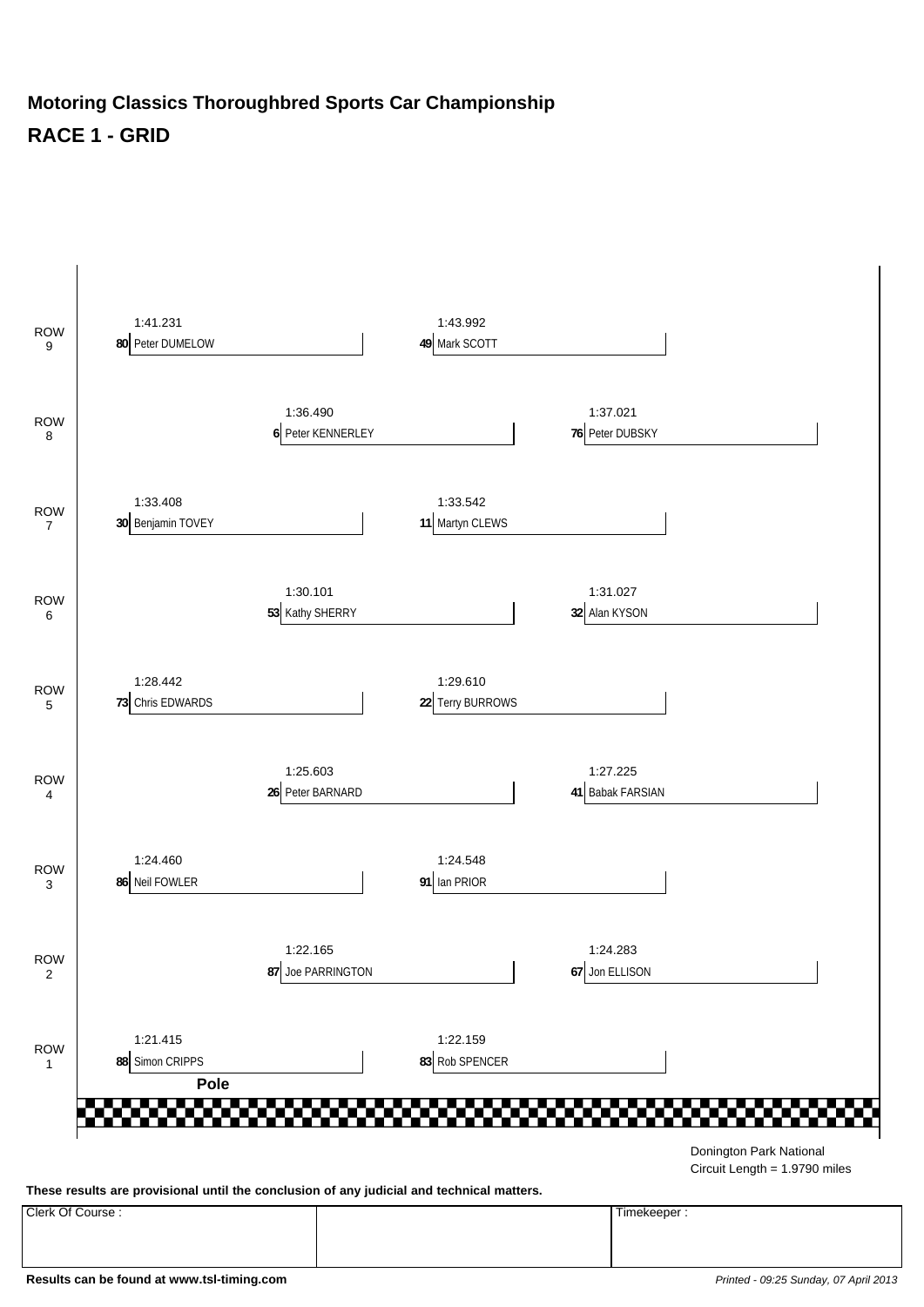# Motoring Classics Thoroughbred Sports Car Championship

## RACE 1 - GRID

| Row | Position | No. | Driver | Time |
|---|---|---|---|---|
| ROW 9 | Left | 80 | Peter DUMELOW | 1:41.231 |
| ROW 9 | Right | 49 | Mark SCOTT | 1:43.992 |
| ROW 8 | Left | 6 | Peter KENNERLEY | 1:36.490 |
| ROW 8 | Right | 76 | Peter DUBSKY | 1:37.021 |
| ROW 7 | Left | 30 | Benjamin TOVEY | 1:33.408 |
| ROW 7 | Right | 11 | Martyn CLEWS | 1:33.542 |
| ROW 6 | Left | 53 | Kathy SHERRY | 1:30.101 |
| ROW 6 | Right | 32 | Alan KYSON | 1:31.027 |
| ROW 5 | Left | 73 | Chris EDWARDS | 1:28.442 |
| ROW 5 | Right | 22 | Terry BURROWS | 1:29.610 |
| ROW 4 | Left | 26 | Peter BARNARD | 1:25.603 |
| ROW 4 | Right | 41 | Babak FARSIAN | 1:27.225 |
| ROW 3 | Left | 86 | Neil FOWLER | 1:24.460 |
| ROW 3 | Right | 91 | Ian PRIOR | 1:24.548 |
| ROW 2 | Left | 87 | Joe PARRINGTON | 1:22.165 |
| ROW 2 | Right | 67 | Jon ELLISON | 1:24.283 |
| ROW 1 | Left (Pole) | 88 | Simon CRIPPS | 1:21.415 |
| ROW 1 | Right | 83 | Rob SPENCER | 1:22.159 |

**Pole**

Donington Park National
Circuit Length = 1.9790 miles

**These results are provisional until the conclusion of any judicial and technical matters.**

| Clerk Of Course : | | Timekeeper : |
|---|---|---|
| | | |

**Results can be found at www.tsl-timing.com**

*Printed - 09:25 Sunday, 07 April 2013*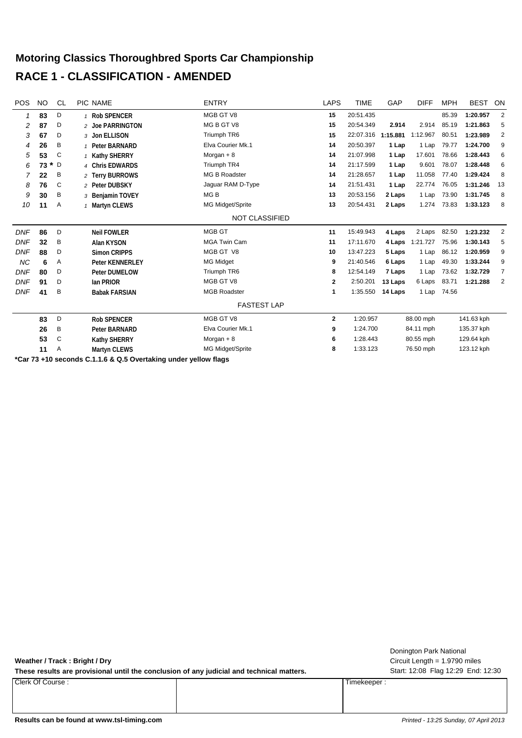# Motoring Classics Thoroughbred Sports Car Championship

## RACE 1 - CLASSIFICATION - AMENDED

| POS | NO | CL | PIC | NAME | ENTRY | LAPS | TIME | GAP | DIFF | MPH | BEST | ON |
|---|---|---|---|---|---|---|---|---|---|---|---|---|
| 1 | 83 | D | 1 | Rob SPENCER | MGB GT V8 | 15 | 20:51.435 | | | 85.39 | 1:20.957 | 2 |
| 2 | 87 | D | 2 | Joe PARRINGTON | MG B GT V8 | 15 | 20:54.349 | 2.914 | 2.914 | 85.19 | 1:21.863 | 5 |
| 3 | 67 | D | 3 | Jon ELLISON | Triumph TR6 | 15 | 22:07.316 | 1:15.881 | 1:12.967 | 80.51 | 1:23.989 | 2 |
| 4 | 26 | B | 1 | Peter BARNARD | Elva Courier Mk.1 | 14 | 20:50.397 | 1 Lap | 1 Lap | 79.77 | 1:24.700 | 9 |
| 5 | 53 | C | 1 | Kathy SHERRY | Morgan + 8 | 14 | 21:07.998 | 1 Lap | 17.601 | 78.66 | 1:28.443 | 6 |
| 6 | 73 * | D | 4 | Chris EDWARDS | Triumph TR4 | 14 | 21:17.599 | 1 Lap | 9.601 | 78.07 | 1:28.448 | 6 |
| 7 | 22 | B | 2 | Terry BURROWS | MG B Roadster | 14 | 21:28.657 | 1 Lap | 11.058 | 77.40 | 1:29.424 | 8 |
| 8 | 76 | C | 2 | Peter DUBSKY | Jaguar RAM D-Type | 14 | 21:51.431 | 1 Lap | 22.774 | 76.05 | 1:31.246 | 13 |
| 9 | 30 | B | 3 | Benjamin TOVEY | MG B | 13 | 20:53.156 | 2 Laps | 1 Lap | 73.90 | 1:31.745 | 8 |
| 10 | 11 | A | 1 | Martyn CLEWS | MG Midget/Sprite | 13 | 20:54.431 | 2 Laps | 1.274 | 73.83 | 1:33.123 | 8 |
| | | | | | NOT CLASSIFIED | | | | | | | |
| DNF | 86 | D | | Neil FOWLER | MGB GT | 11 | 15:49.943 | 4 Laps | 2 Laps | 82.50 | 1:23.232 | 2 |
| DNF | 32 | B | | Alan KYSON | MGA Twin Cam | 11 | 17:11.670 | 4 Laps | 1:21.727 | 75.96 | 1:30.143 | 5 |
| DNF | 88 | D | | Simon CRIPPS | MGB GT V8 | 10 | 13:47.223 | 5 Laps | 1 Lap | 86.12 | 1:20.959 | 9 |
| NC | 6 | A | | Peter KENNERLEY | MG Midget | 9 | 21:40.546 | 6 Laps | 1 Lap | 49.30 | 1:33.244 | 9 |
| DNF | 80 | D | | Peter DUMELOW | Triumph TR6 | 8 | 12:54.149 | 7 Laps | 1 Lap | 73.62 | 1:32.729 | 7 |
| DNF | 91 | D | | Ian PRIOR | MGB GT V8 | 2 | 2:50.201 | 13 Laps | 6 Laps | 83.71 | 1:21.288 | 2 |
| DNF | 41 | B | | Babak FARSIAN | MGB Roadster | 1 | 1:35.550 | 14 Laps | 1 Lap | 74.56 | | |

**FASTEST LAP**

| NO | CL | NAME | ENTRY | LAP | TIME | MPH | KPH |
|---|---|---|---|---|---|---|---|
| 83 | D | Rob SPENCER | MGB GT V8 | 2 | 1:20.957 | 88.00 mph | 141.63 kph |
| 26 | B | Peter BARNARD | Elva Courier Mk.1 | 9 | 1:24.700 | 84.11 mph | 135.37 kph |
| 53 | C | Kathy SHERRY | Morgan + 8 | 6 | 1:28.443 | 80.55 mph | 129.64 kph |
| 11 | A | Martyn CLEWS | MG Midget/Sprite | 8 | 1:33.123 | 76.50 mph | 123.12 kph |

**\*Car 73 +10 seconds C.1.1.6 & Q.5 Overtaking under yellow flags**

Donington Park National
Circuit Length = 1.9790 miles
Start: 12:08 Flag 12:29 End: 12:30

**Weather / Track : Bright / Dry**

**These results are provisional until the conclusion of any judicial and technical matters.**

| Clerk Of Course : | | Timekeeper : |
|---|---|---|
| | | |

**Results can be found at www.tsl-timing.com**

*Printed - 13:25 Sunday, 07 April 2013*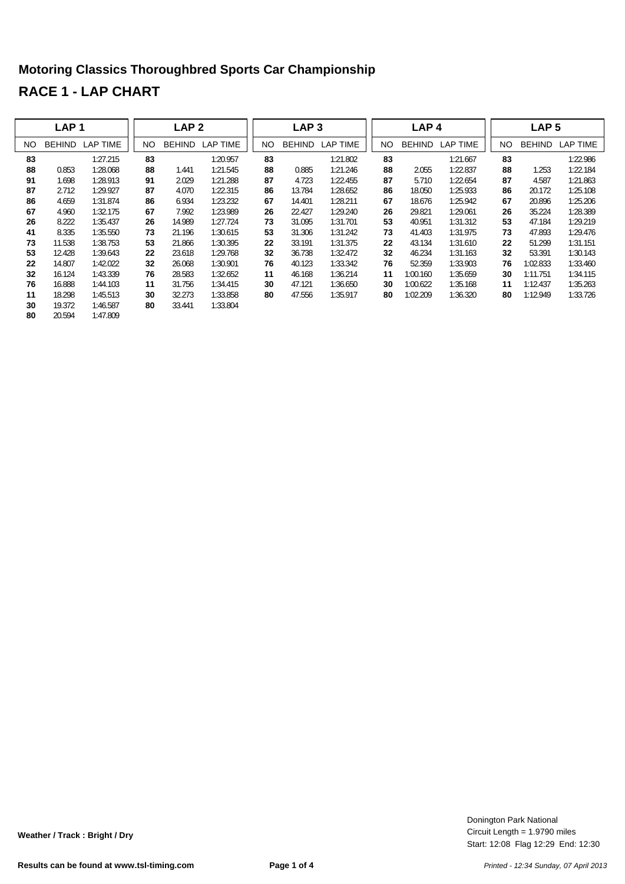# Motoring Classics Thoroughbred Sports Car Championship

## RACE 1 - LAP CHART

| LAP 1 | | | LAP 2 | | | LAP 3 | | | LAP 4 | | | LAP 5 | | |
|---|---|---|---|---|---|---|---|---|---|---|---|---|---|---|
| NO | BEHIND | LAP TIME | NO | BEHIND | LAP TIME | NO | BEHIND | LAP TIME | NO | BEHIND | LAP TIME | NO | BEHIND | LAP TIME |
| **83** | | 1:27.215 | **83** | | 1:20.957 | **83** | | 1:21.802 | **83** | | 1:21.667 | **83** | | 1:22.986 |
| **88** | 0.853 | 1:28.068 | **88** | 1.441 | 1:21.545 | **88** | 0.885 | 1:21.246 | **88** | 2.055 | 1:22.837 | **88** | 1.253 | 1:22.184 |
| **91** | 1.698 | 1:28.913 | **91** | 2.029 | 1:21.288 | **87** | 4.723 | 1:22.455 | **87** | 5.710 | 1:22.654 | **87** | 4.587 | 1:21.863 |
| **87** | 2.712 | 1:29.927 | **87** | 4.070 | 1:22.315 | **86** | 13.784 | 1:28.652 | **86** | 18.050 | 1:25.933 | **86** | 20.172 | 1:25.108 |
| **86** | 4.659 | 1:31.874 | **86** | 6.934 | 1:23.232 | **67** | 14.401 | 1:28.211 | **67** | 18.676 | 1:25.942 | **67** | 20.896 | 1:25.206 |
| **67** | 4.960 | 1:32.175 | **67** | 7.992 | 1:23.989 | **26** | 22.427 | 1:29.240 | **26** | 29.821 | 1:29.061 | **26** | 35.224 | 1:28.389 |
| **26** | 8.222 | 1:35.437 | **26** | 14.989 | 1:27.724 | **73** | 31.095 | 1:31.701 | **53** | 40.951 | 1:31.312 | **53** | 47.184 | 1:29.219 |
| **41** | 8.335 | 1:35.550 | **73** | 21.196 | 1:30.615 | **53** | 31.306 | 1:31.242 | **73** | 41.403 | 1:31.975 | **73** | 47.893 | 1:29.476 |
| **73** | 11.538 | 1:38.753 | **53** | 21.866 | 1:30.395 | **22** | 33.191 | 1:31.375 | **22** | 43.134 | 1:31.610 | **22** | 51.299 | 1:31.151 |
| **53** | 12.428 | 1:39.643 | **22** | 23.618 | 1:29.768 | **32** | 36.738 | 1:32.472 | **32** | 46.234 | 1:31.163 | **32** | 53.391 | 1:30.143 |
| **22** | 14.807 | 1:42.022 | **32** | 26.068 | 1:30.901 | **76** | 40.123 | 1:33.342 | **76** | 52.359 | 1:33.903 | **76** | 1:02.833 | 1:33.460 |
| **32** | 16.124 | 1:43.339 | **76** | 28.583 | 1:32.652 | **11** | 46.168 | 1:36.214 | **11** | 1:00.160 | 1:35.659 | **30** | 1:11.751 | 1:34.115 |
| **76** | 16.888 | 1:44.103 | **11** | 31.756 | 1:34.415 | **30** | 47.121 | 1:36.650 | **30** | 1:00.622 | 1:35.168 | **11** | 1:12.437 | 1:35.263 |
| **11** | 18.298 | 1:45.513 | **30** | 32.273 | 1:33.858 | **80** | 47.556 | 1:35.917 | **80** | 1:02.209 | 1:36.320 | **80** | 1:12.949 | 1:33.726 |
| **30** | 19.372 | 1:46.587 | **80** | 33.441 | 1:33.804 | | | | | | | | | |
| **80** | 20.594 | 1:47.809 | | | | | | | | | | | | |

**Weather / Track : Bright / Dry**

Donington Park National
Circuit Length = 1.9790 miles
Start: 12:08 Flag 12:29 End: 12:30

**Results can be found at www.tsl-timing.com**

*Printed - 12:34 Sunday, 07 April 2013*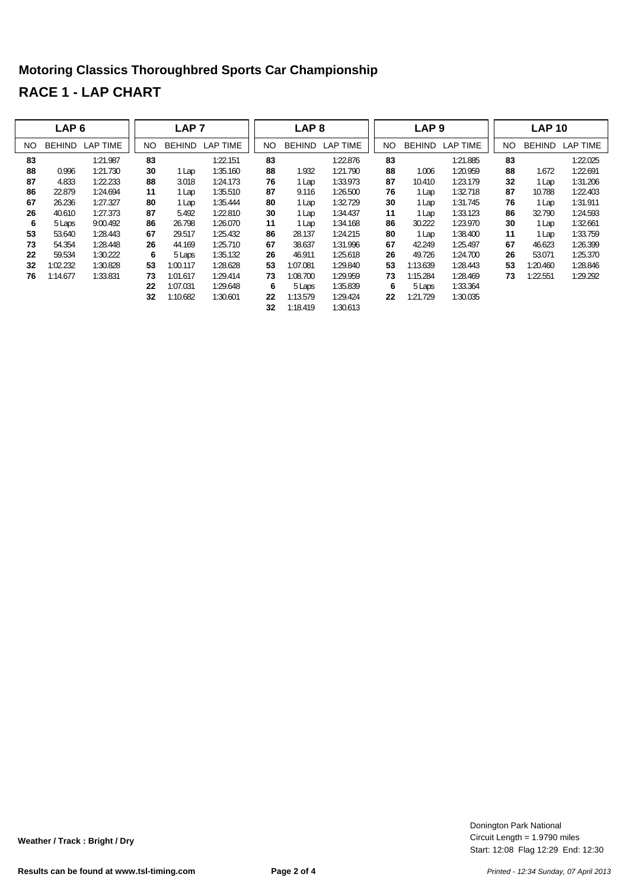## Motoring Classics Thoroughbred Sports Car Championship

## RACE 1 - LAP CHART

| LAP 6 | | | LAP 7 | | | LAP 8 | | | LAP 9 | | | LAP 10 | | |
|---|---|---|---|---|---|---|---|---|---|---|---|---|---|---|
| NO | BEHIND | LAP TIME | NO | BEHIND | LAP TIME | NO | BEHIND | LAP TIME | NO | BEHIND | LAP TIME | NO | BEHIND | LAP TIME |
| **83** | | 1:21.987 | **83** | | 1:22.151 | **83** | | 1:22.876 | **83** | | 1:21.885 | **83** | | 1:22.025 |
| **88** | 0.996 | 1:21.730 | **30** | 1 Lap | 1:35.160 | **88** | 1.932 | 1:21.790 | **88** | 1.006 | 1:20.959 | **88** | 1.672 | 1:22.691 |
| **87** | 4.833 | 1:22.233 | **88** | 3.018 | 1:24.173 | **76** | 1 Lap | 1:33.973 | **87** | 10.410 | 1:23.179 | **32** | 1 Lap | 1:31.206 |
| **86** | 22.879 | 1:24.694 | **11** | 1 Lap | 1:35.510 | **87** | 9.116 | 1:26.500 | **76** | 1 Lap | 1:32.718 | **87** | 10.788 | 1:22.403 |
| **67** | 26.236 | 1:27.327 | **80** | 1 Lap | 1:35.444 | **80** | 1 Lap | 1:32.729 | **30** | 1 Lap | 1:31.745 | **76** | 1 Lap | 1:31.911 |
| **26** | 40.610 | 1:27.373 | **87** | 5.492 | 1:22.810 | **30** | 1 Lap | 1:34.437 | **11** | 1 Lap | 1:33.123 | **86** | 32.790 | 1:24.593 |
| **6** | 5 Laps | 9:00.492 | **86** | 26.798 | 1:26.070 | **11** | 1 Lap | 1:34.168 | **86** | 30.222 | 1:23.970 | **30** | 1 Lap | 1:32.661 |
| **53** | 53.640 | 1:28.443 | **67** | 29.517 | 1:25.432 | **86** | 28.137 | 1:24.215 | **80** | 1 Lap | 1:38.400 | **11** | 1 Lap | 1:33.759 |
| **73** | 54.354 | 1:28.448 | **26** | 44.169 | 1:25.710 | **67** | 38.637 | 1:31.996 | **67** | 42.249 | 1:25.497 | **67** | 46.623 | 1:26.399 |
| **22** | 59.534 | 1:30.222 | **6** | 5 Laps | 1:35.132 | **26** | 46.911 | 1:25.618 | **26** | 49.726 | 1:24.700 | **26** | 53.071 | 1:25.370 |
| **32** | 1:02.232 | 1:30.828 | **53** | 1:00.117 | 1:28.628 | **53** | 1:07.081 | 1:29.840 | **53** | 1:13.639 | 1:28.443 | **53** | 1:20.460 | 1:28.846 |
| **76** | 1:14.677 | 1:33.831 | **73** | 1:01.617 | 1:29.414 | **73** | 1:08.700 | 1:29.959 | **73** | 1:15.284 | 1:28.469 | **73** | 1:22.551 | 1:29.292 |
| | | | **22** | 1:07.031 | 1:29.648 | **6** | 5 Laps | 1:35.839 | **6** | 5 Laps | 1:33.364 | | | |
| | | | **32** | 1:10.682 | 1:30.601 | **22** | 1:13.579 | 1:29.424 | **22** | 1:21.729 | 1:30.035 | | | |
| | | | | | | **32** | 1:18.419 | 1:30.613 | | | | | | |

**Weather / Track : Bright / Dry**

Donington Park National
Circuit Length = 1.9790 miles
Start: 12:08 Flag 12:29 End: 12:30

**Results can be found at www.tsl-timing.com**

*Printed - 12:34 Sunday, 07 April 2013*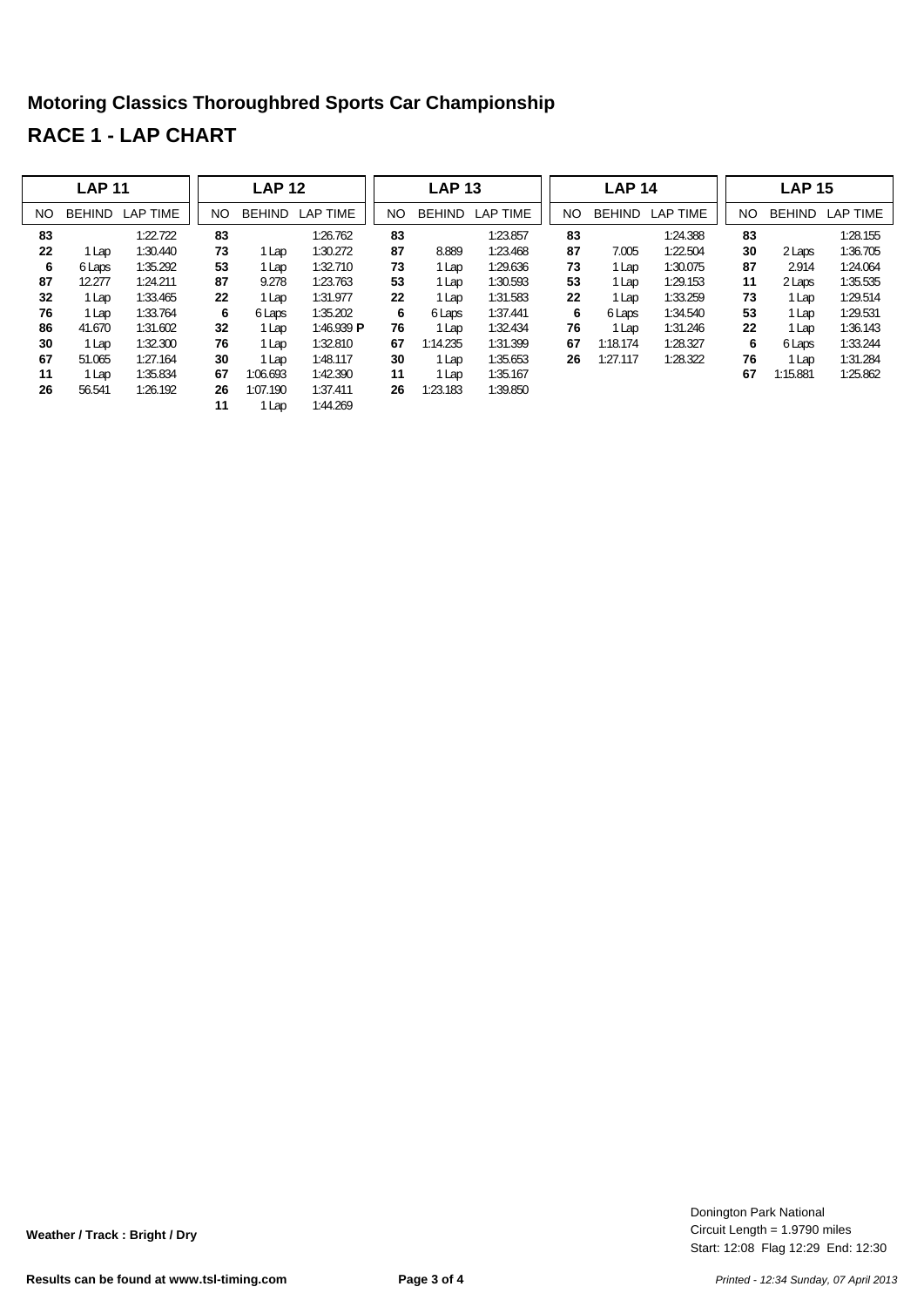## Motoring Classics Thoroughbred Sports Car Championship

## RACE 1 - LAP CHART

| LAP 11 | | | LAP 12 | | | LAP 13 | | | LAP 14 | | | LAP 15 | | |
|---|---|---|---|---|---|---|---|---|---|---|---|---|---|---|
| NO | BEHIND | LAP TIME | NO | BEHIND | LAP TIME | NO | BEHIND | LAP TIME | NO | BEHIND | LAP TIME | NO | BEHIND | LAP TIME |
| **83** | | 1:22.722 | **83** | | 1:26.762 | **83** | | 1:23.857 | **83** | | 1:24.388 | **83** | | 1:28.155 |
| **22** | 1 Lap | 1:30.440 | **73** | 1 Lap | 1:30.272 | **87** | 8.889 | 1:23.468 | **87** | 7.005 | 1:22.504 | **30** | 2 Laps | 1:36.705 |
| **6** | 6 Laps | 1:35.292 | **53** | 1 Lap | 1:32.710 | **73** | 1 Lap | 1:29.636 | **73** | 1 Lap | 1:30.075 | **87** | 2.914 | 1:24.064 |
| **87** | 12.277 | 1:24.211 | **87** | 9.278 | 1:23.763 | **53** | 1 Lap | 1:30.593 | **53** | 1 Lap | 1:29.153 | **11** | 2 Laps | 1:35.535 |
| **32** | 1 Lap | 1:33.465 | **22** | 1 Lap | 1:31.977 | **22** | 1 Lap | 1:31.583 | **22** | 1 Lap | 1:33.259 | **73** | 1 Lap | 1:29.514 |
| **76** | 1 Lap | 1:33.764 | **6** | 6 Laps | 1:35.202 | **6** | 6 Laps | 1:37.441 | **6** | 6 Laps | 1:34.540 | **53** | 1 Lap | 1:29.531 |
| **86** | 41.670 | 1:31.602 | **32** | 1 Lap | 1:46.939 **P** | **76** | 1 Lap | 1:32.434 | **76** | 1 Lap | 1:31.246 | **22** | 1 Lap | 1:36.143 |
| **30** | 1 Lap | 1:32.300 | **76** | 1 Lap | 1:32.810 | **67** | 1:14.235 | 1:31.399 | **67** | 1:18.174 | 1:28.327 | **6** | 6 Laps | 1:33.244 |
| **67** | 51.065 | 1:27.164 | **30** | 1 Lap | 1:48.117 | **30** | 1 Lap | 1:35.653 | **26** | 1:27.117 | 1:28.322 | **76** | 1 Lap | 1:31.284 |
| **11** | 1 Lap | 1:35.834 | **67** | 1:06.693 | 1:42.390 | **11** | 1 Lap | 1:35.167 | | | | **67** | 1:15.881 | 1:25.862 |
| **26** | 56.541 | 1:26.192 | **26** | 1:07.190 | 1:37.411 | **26** | 1:23.183 | 1:39.850 | | | | | | |
| | | | **11** | 1 Lap | 1:44.269 | | | | | | | | | |

**Weather / Track : Bright / Dry**

Donington Park National
Circuit Length = 1.9790 miles
Start: 12:08 Flag 12:29 End: 12:30

**Results can be found at www.tsl-timing.com**

*Printed - 12:34 Sunday, 07 April 2013*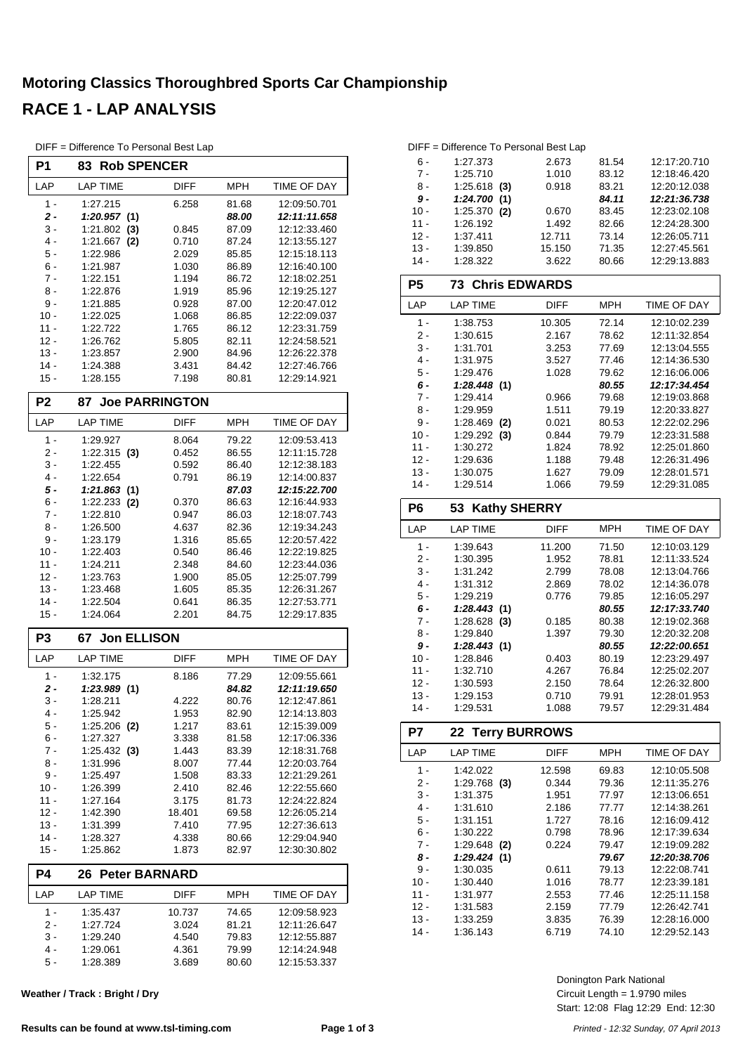# Motoring Classics Thoroughbred Sports Car Championship

## RACE 1 - LAP ANALYSIS

DIFF = Difference To Personal Best Lap

### P1 83 Rob SPENCER

| LAP | LAP TIME | DIFF | MPH | TIME OF DAY |
|---|---|---|---|---|
| 1 - | 1:27.215 | 6.258 | 81.68 | 12:09:50.701 |
| ***2 -*** | ***1:20.957 (1)*** | | ***88.00*** | ***12:11:11.658*** |
| 3 - | 1:21.802 **(3)** | 0.845 | 87.09 | 12:12:33.460 |
| 4 - | 1:21.667 **(2)** | 0.710 | 87.24 | 12:13:55.127 |
| 5 - | 1:22.986 | 2.029 | 85.85 | 12:15:18.113 |
| 6 - | 1:21.987 | 1.030 | 86.89 | 12:16:40.100 |
| 7 - | 1:22.151 | 1.194 | 86.72 | 12:18:02.251 |
| 8 - | 1:22.876 | 1.919 | 85.96 | 12:19:25.127 |
| 9 - | 1:21.885 | 0.928 | 87.00 | 12:20:47.012 |
| 10 - | 1:22.025 | 1.068 | 86.85 | 12:22:09.037 |
| 11 - | 1:22.722 | 1.765 | 86.12 | 12:23:31.759 |
| 12 - | 1:26.762 | 5.805 | 82.11 | 12:24:58.521 |
| 13 - | 1:23.857 | 2.900 | 84.96 | 12:26:22.378 |
| 14 - | 1:24.388 | 3.431 | 84.42 | 12:27:46.766 |
| 15 - | 1:28.155 | 7.198 | 80.81 | 12:29:14.921 |

### P2 87 Joe PARRINGTON

| LAP | LAP TIME | DIFF | MPH | TIME OF DAY |
|---|---|---|---|---|
| 1 - | 1:29.927 | 8.064 | 79.22 | 12:09:53.413 |
| 2 - | 1:22.315 **(3)** | 0.452 | 86.55 | 12:11:15.728 |
| 3 - | 1:22.455 | 0.592 | 86.40 | 12:12:38.183 |
| 4 - | 1:22.654 | 0.791 | 86.19 | 12:14:00.837 |
| ***5 -*** | ***1:21.863 (1)*** | | ***87.03*** | ***12:15:22.700*** |
| 6 - | 1:22.233 **(2)** | 0.370 | 86.63 | 12:16:44.933 |
| 7 - | 1:22.810 | 0.947 | 86.03 | 12:18:07.743 |
| 8 - | 1:26.500 | 4.637 | 82.36 | 12:19:34.243 |
| 9 - | 1:23.179 | 1.316 | 85.65 | 12:20:57.422 |
| 10 - | 1:22.403 | 0.540 | 86.46 | 12:22:19.825 |
| 11 - | 1:24.211 | 2.348 | 84.60 | 12:23:44.036 |
| 12 - | 1:23.763 | 1.900 | 85.05 | 12:25:07.799 |
| 13 - | 1:23.468 | 1.605 | 85.35 | 12:26:31.267 |
| 14 - | 1:22.504 | 0.641 | 86.35 | 12:27:53.771 |
| 15 - | 1:24.064 | 2.201 | 84.75 | 12:29:17.835 |

### P3 67 Jon ELLISON

| LAP | LAP TIME | DIFF | MPH | TIME OF DAY |
|---|---|---|---|---|
| 1 - | 1:32.175 | 8.186 | 77.29 | 12:09:55.661 |
| ***2 -*** | ***1:23.989 (1)*** | | ***84.82*** | ***12:11:19.650*** |
| 3 - | 1:28.211 | 4.222 | 80.76 | 12:12:47.861 |
| 4 - | 1:25.942 | 1.953 | 82.90 | 12:14:13.803 |
| 5 - | 1:25.206 **(2)** | 1.217 | 83.61 | 12:15:39.009 |
| 6 - | 1:27.327 | 3.338 | 81.58 | 12:17:06.336 |
| 7 - | 1:25.432 **(3)** | 1.443 | 83.39 | 12:18:31.768 |
| 8 - | 1:31.996 | 8.007 | 77.44 | 12:20:03.764 |
| 9 - | 1:25.497 | 1.508 | 83.33 | 12:21:29.261 |
| 10 - | 1:26.399 | 2.410 | 82.46 | 12:22:55.660 |
| 11 - | 1:27.164 | 3.175 | 81.73 | 12:24:22.824 |
| 12 - | 1:42.390 | 18.401 | 69.58 | 12:26:05.214 |
| 13 - | 1:31.399 | 7.410 | 77.95 | 12:27:36.613 |
| 14 - | 1:28.327 | 4.338 | 80.66 | 12:29:04.940 |
| 15 - | 1:25.862 | 1.873 | 82.97 | 12:30:30.802 |

### P4 26 Peter BARNARD

| LAP | LAP TIME | DIFF | MPH | TIME OF DAY |
|---|---|---|---|---|
| 1 - | 1:35.437 | 10.737 | 74.65 | 12:09:58.923 |
| 2 - | 1:27.724 | 3.024 | 81.21 | 12:11:26.647 |
| 3 - | 1:29.240 | 4.540 | 79.83 | 12:12:55.887 |
| 4 - | 1:29.061 | 4.361 | 79.99 | 12:14:24.948 |
| 5 - | 1:28.389 | 3.689 | 80.60 | 12:15:53.337 |
| 6 - | 1:27.373 | 2.673 | 81.54 | 12:17:20.710 |
| 7 - | 1:25.710 | 1.010 | 83.12 | 12:18:46.420 |
| 8 - | 1:25.618 **(3)** | 0.918 | 83.21 | 12:20:12.038 |
| ***9 -*** | ***1:24.700 (1)*** | | ***84.11*** | ***12:21:36.738*** |
| 10 - | 1:25.370 **(2)** | 0.670 | 83.45 | 12:23:02.108 |
| 11 - | 1:26.192 | 1.492 | 82.66 | 12:24:28.300 |
| 12 - | 1:37.411 | 12.711 | 73.14 | 12:26:05.711 |
| 13 - | 1:39.850 | 15.150 | 71.35 | 12:27:45.561 |
| 14 - | 1:28.322 | 3.622 | 80.66 | 12:29:13.883 |

### P5 73 Chris EDWARDS

| LAP | LAP TIME | DIFF | MPH | TIME OF DAY |
|---|---|---|---|---|
| 1 - | 1:38.753 | 10.305 | 72.14 | 12:10:02.239 |
| 2 - | 1:30.615 | 2.167 | 78.62 | 12:11:32.854 |
| 3 - | 1:31.701 | 3.253 | 77.69 | 12:13:04.555 |
| 4 - | 1:31.975 | 3.527 | 77.46 | 12:14:36.530 |
| 5 - | 1:29.476 | 1.028 | 79.62 | 12:16:06.006 |
| ***6 -*** | ***1:28.448 (1)*** | | ***80.55*** | ***12:17:34.454*** |
| 7 - | 1:29.414 | 0.966 | 79.68 | 12:19:03.868 |
| 8 - | 1:29.959 | 1.511 | 79.19 | 12:20:33.827 |
| 9 - | 1:28.469 **(2)** | 0.021 | 80.53 | 12:22:02.296 |
| 10 - | 1:29.292 **(3)** | 0.844 | 79.79 | 12:23:31.588 |
| 11 - | 1:30.272 | 1.824 | 78.92 | 12:25:01.860 |
| 12 - | 1:29.636 | 1.188 | 79.48 | 12:26:31.496 |
| 13 - | 1:30.075 | 1.627 | 79.09 | 12:28:01.571 |
| 14 - | 1:29.514 | 1.066 | 79.59 | 12:29:31.085 |

### P6 53 Kathy SHERRY

| LAP | LAP TIME | DIFF | MPH | TIME OF DAY |
|---|---|---|---|---|
| 1 - | 1:39.643 | 11.200 | 71.50 | 12:10:03.129 |
| 2 - | 1:30.395 | 1.952 | 78.81 | 12:11:33.524 |
| 3 - | 1:31.242 | 2.799 | 78.08 | 12:13:04.766 |
| 4 - | 1:31.312 | 2.869 | 78.02 | 12:14:36.078 |
| 5 - | 1:29.219 | 0.776 | 79.85 | 12:16:05.297 |
| ***6 -*** | ***1:28.443 (1)*** | | ***80.55*** | ***12:17:33.740*** |
| 7 - | 1:28.628 **(3)** | 0.185 | 80.38 | 12:19:02.368 |
| 8 - | 1:29.840 | 1.397 | 79.30 | 12:20:32.208 |
| ***9 -*** | ***1:28.443 (1)*** | | ***80.55*** | ***12:22:00.651*** |
| 10 - | 1:28.846 | 0.403 | 80.19 | 12:23:29.497 |
| 11 - | 1:32.710 | 4.267 | 76.84 | 12:25:02.207 |
| 12 - | 1:30.593 | 2.150 | 78.64 | 12:26:32.800 |
| 13 - | 1:29.153 | 0.710 | 79.91 | 12:28:01.953 |
| 14 - | 1:29.531 | 1.088 | 79.57 | 12:29:31.484 |

### P7 22 Terry BURROWS

| LAP | LAP TIME | DIFF | MPH | TIME OF DAY |
|---|---|---|---|---|
| 1 - | 1:42.022 | 12.598 | 69.83 | 12:10:05.508 |
| 2 - | 1:29.768 **(3)** | 0.344 | 79.36 | 12:11:35.276 |
| 3 - | 1:31.375 | 1.951 | 77.97 | 12:13:06.651 |
| 4 - | 1:31.610 | 2.186 | 77.77 | 12:14:38.261 |
| 5 - | 1:31.151 | 1.727 | 78.16 | 12:16:09.412 |
| 6 - | 1:30.222 | 0.798 | 78.96 | 12:17:39.634 |
| 7 - | 1:29.648 **(2)** | 0.224 | 79.47 | 12:19:09.282 |
| ***8 -*** | ***1:29.424 (1)*** | | ***79.67*** | ***12:20:38.706*** |
| 9 - | 1:30.035 | 0.611 | 79.13 | 12:22:08.741 |
| 10 - | 1:30.440 | 1.016 | 78.77 | 12:23:39.181 |
| 11 - | 1:31.977 | 2.553 | 77.46 | 12:25:11.158 |
| 12 - | 1:31.583 | 2.159 | 77.79 | 12:26:42.741 |
| 13 - | 1:33.259 | 3.835 | 76.39 | 12:28:16.000 |
| 14 - | 1:36.143 | 6.719 | 74.10 | 12:29:52.143 |

**Weather / Track : Bright / Dry**

Donington Park National
Circuit Length = 1.9790 miles
Start: 12:08 Flag 12:29 End: 12:30

**Results can be found at www.tsl-timing.com**

*Printed - 12:32 Sunday, 07 April 2013*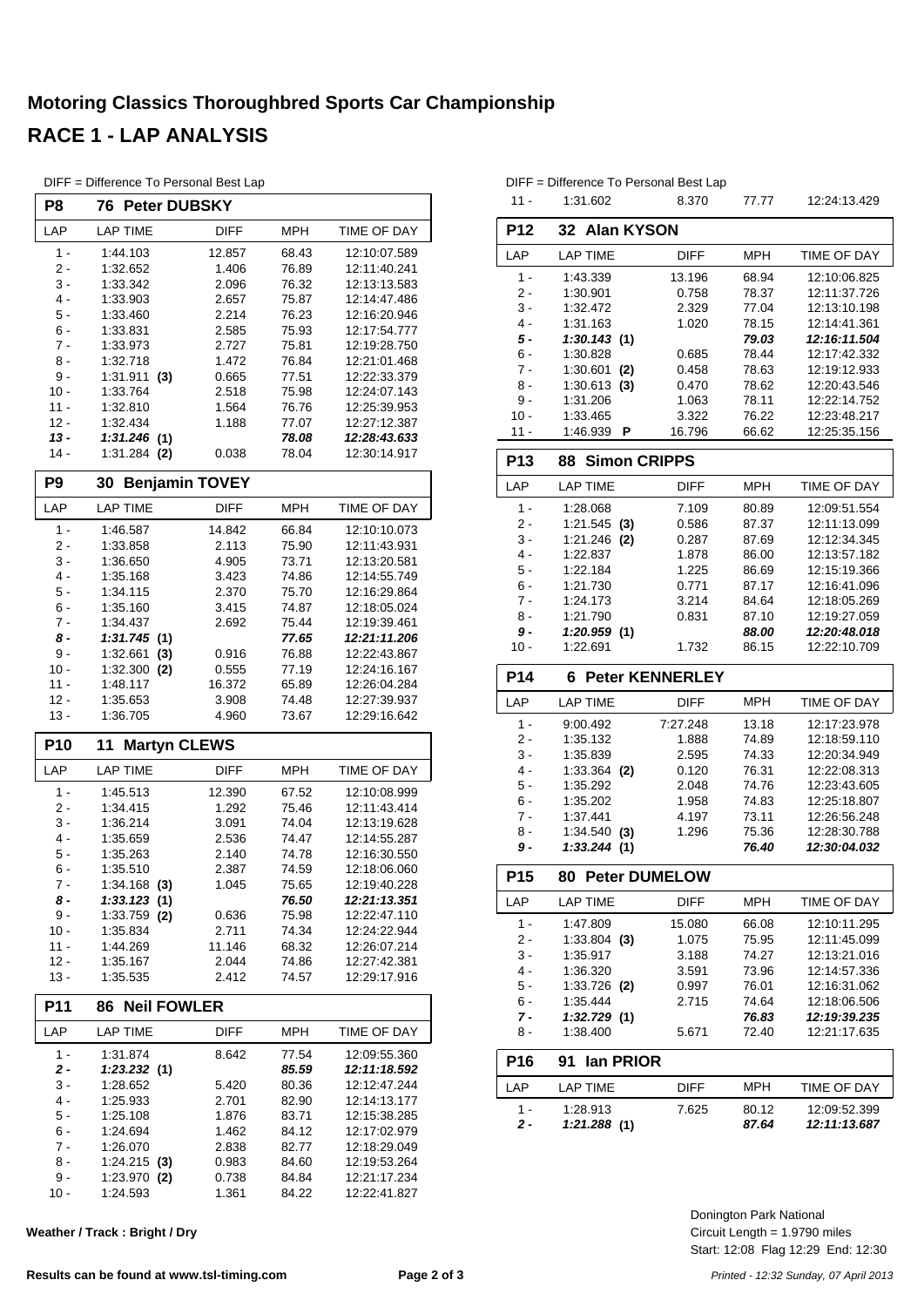# Motoring Classics Thoroughbred Sports Car Championship

## RACE 1 - LAP ANALYSIS

DIFF = Difference To Personal Best Lap

### P8 76 Peter DUBSKY

| LAP | LAP TIME | DIFF | MPH | TIME OF DAY |
|---|---|---|---|---|
| 1 - | 1:44.103 | 12.857 | 68.43 | 12:10:07.589 |
| 2 - | 1:32.652 | 1.406 | 76.89 | 12:11:40.241 |
| 3 - | 1:33.342 | 2.096 | 76.32 | 12:13:13.583 |
| 4 - | 1:33.903 | 2.657 | 75.87 | 12:14:47.486 |
| 5 - | 1:33.460 | 2.214 | 76.23 | 12:16:20.946 |
| 6 - | 1:33.831 | 2.585 | 75.93 | 12:17:54.777 |
| 7 - | 1:33.973 | 2.727 | 75.81 | 12:19:28.750 |
| 8 - | 1:32.718 | 1.472 | 76.84 | 12:21:01.468 |
| 9 - | 1:31.911 (3) | 0.665 | 77.51 | 12:22:33.379 |
| 10 - | 1:33.764 | 2.518 | 75.98 | 12:24:07.143 |
| 11 - | 1:32.810 | 1.564 | 76.76 | 12:25:39.953 |
| 12 - | 1:32.434 | 1.188 | 77.07 | 12:27:12.387 |
| ***13 -*** | ***1:31.246 (1)*** | | ***78.08*** | ***12:28:43.633*** |
| 14 - | 1:31.284 (2) | 0.038 | 78.04 | 12:30:14.917 |

### P9 30 Benjamin TOVEY

| LAP | LAP TIME | DIFF | MPH | TIME OF DAY |
|---|---|---|---|---|
| 1 - | 1:46.587 | 14.842 | 66.84 | 12:10:10.073 |
| 2 - | 1:33.858 | 2.113 | 75.90 | 12:11:43.931 |
| 3 - | 1:36.650 | 4.905 | 73.71 | 12:13:20.581 |
| 4 - | 1:35.168 | 3.423 | 74.86 | 12:14:55.749 |
| 5 - | 1:34.115 | 2.370 | 75.70 | 12:16:29.864 |
| 6 - | 1:35.160 | 3.415 | 74.87 | 12:18:05.024 |
| 7 - | 1:34.437 | 2.692 | 75.44 | 12:19:39.461 |
| ***8 -*** | ***1:31.745 (1)*** | | ***77.65*** | ***12:21:11.206*** |
| 9 - | 1:32.661 (3) | 0.916 | 76.88 | 12:22:43.867 |
| 10 - | 1:32.300 (2) | 0.555 | 77.19 | 12:24:16.167 |
| 11 - | 1:48.117 | 16.372 | 65.89 | 12:26:04.284 |
| 12 - | 1:35.653 | 3.908 | 74.48 | 12:27:39.937 |
| 13 - | 1:36.705 | 4.960 | 73.67 | 12:29:16.642 |

### P10 11 Martyn CLEWS

| LAP | LAP TIME | DIFF | MPH | TIME OF DAY |
|---|---|---|---|---|
| 1 - | 1:45.513 | 12.390 | 67.52 | 12:10:08.999 |
| 2 - | 1:34.415 | 1.292 | 75.46 | 12:11:43.414 |
| 3 - | 1:36.214 | 3.091 | 74.04 | 12:13:19.628 |
| 4 - | 1:35.659 | 2.536 | 74.47 | 12:14:55.287 |
| 5 - | 1:35.263 | 2.140 | 74.78 | 12:16:30.550 |
| 6 - | 1:35.510 | 2.387 | 74.59 | 12:18:06.060 |
| 7 - | 1:34.168 (3) | 1.045 | 75.65 | 12:19:40.228 |
| ***8 -*** | ***1:33.123 (1)*** | | ***76.50*** | ***12:21:13.351*** |
| 9 - | 1:33.759 (2) | 0.636 | 75.98 | 12:22:47.110 |
| 10 - | 1:35.834 | 2.711 | 74.34 | 12:24:22.944 |
| 11 - | 1:44.269 | 11.146 | 68.32 | 12:26:07.214 |
| 12 - | 1:35.167 | 2.044 | 74.86 | 12:27:42.381 |
| 13 - | 1:35.535 | 2.412 | 74.57 | 12:29:17.916 |

### P11 86 Neil FOWLER

| LAP | LAP TIME | DIFF | MPH | TIME OF DAY |
|---|---|---|---|---|
| 1 - | 1:31.874 | 8.642 | 77.54 | 12:09:55.360 |
| ***2 -*** | ***1:23.232 (1)*** | | ***85.59*** | ***12:11:18.592*** |
| 3 - | 1:28.652 | 5.420 | 80.36 | 12:12:47.244 |
| 4 - | 1:25.933 | 2.701 | 82.90 | 12:14:13.177 |
| 5 - | 1:25.108 | 1.876 | 83.71 | 12:15:38.285 |
| 6 - | 1:24.694 | 1.462 | 84.12 | 12:17:02.979 |
| 7 - | 1:26.070 | 2.838 | 82.77 | 12:18:29.049 |
| 8 - | 1:24.215 (3) | 0.983 | 84.60 | 12:19:53.264 |
| 9 - | 1:23.970 (2) | 0.738 | 84.84 | 12:21:17.234 |
| 10 - | 1:24.593 | 1.361 | 84.22 | 12:22:41.827 |
| 11 - | 1:31.602 | 8.370 | 77.77 | 12:24:13.429 |

### P12 32 Alan KYSON

| LAP | LAP TIME | DIFF | MPH | TIME OF DAY |
|---|---|---|---|---|
| 1 - | 1:43.339 | 13.196 | 68.94 | 12:10:06.825 |
| 2 - | 1:30.901 | 0.758 | 78.37 | 12:11:37.726 |
| 3 - | 1:32.472 | 2.329 | 77.04 | 12:13:10.198 |
| 4 - | 1:31.163 | 1.020 | 78.15 | 12:14:41.361 |
| ***5 -*** | ***1:30.143 (1)*** | | ***79.03*** | ***12:16:11.504*** |
| 6 - | 1:30.828 | 0.685 | 78.44 | 12:17:42.332 |
| 7 - | 1:30.601 (2) | 0.458 | 78.63 | 12:19:12.933 |
| 8 - | 1:30.613 (3) | 0.470 | 78.62 | 12:20:43.546 |
| 9 - | 1:31.206 | 1.063 | 78.11 | 12:22:14.752 |
| 10 - | 1:33.465 | 3.322 | 76.22 | 12:23:48.217 |
| 11 - | 1:46.939 **P** | 16.796 | 66.62 | 12:25:35.156 |

### P13 88 Simon CRIPPS

| LAP | LAP TIME | DIFF | MPH | TIME OF DAY |
|---|---|---|---|---|
| 1 - | 1:28.068 | 7.109 | 80.89 | 12:09:51.554 |
| 2 - | 1:21.545 (3) | 0.586 | 87.37 | 12:11:13.099 |
| 3 - | 1:21.246 (2) | 0.287 | 87.69 | 12:12:34.345 |
| 4 - | 1:22.837 | 1.878 | 86.00 | 12:13:57.182 |
| 5 - | 1:22.184 | 1.225 | 86.69 | 12:15:19.366 |
| 6 - | 1:21.730 | 0.771 | 87.17 | 12:16:41.096 |
| 7 - | 1:24.173 | 3.214 | 84.64 | 12:18:05.269 |
| 8 - | 1:21.790 | 0.831 | 87.10 | 12:19:27.059 |
| ***9 -*** | ***1:20.959 (1)*** | | ***88.00*** | ***12:20:48.018*** |
| 10 - | 1:22.691 | 1.732 | 86.15 | 12:22:10.709 |

### P14 6 Peter KENNERLEY

| LAP | LAP TIME | DIFF | MPH | TIME OF DAY |
|---|---|---|---|---|
| 1 - | 9:00.492 | 7:27.248 | 13.18 | 12:17:23.978 |
| 2 - | 1:35.132 | 1.888 | 74.89 | 12:18:59.110 |
| 3 - | 1:35.839 | 2.595 | 74.33 | 12:20:34.949 |
| 4 - | 1:33.364 (2) | 0.120 | 76.31 | 12:22:08.313 |
| 5 - | 1:35.292 | 2.048 | 74.76 | 12:23:43.605 |
| 6 - | 1:35.202 | 1.958 | 74.83 | 12:25:18.807 |
| 7 - | 1:37.441 | 4.197 | 73.11 | 12:26:56.248 |
| 8 - | 1:34.540 (3) | 1.296 | 75.36 | 12:28:30.788 |
| ***9 -*** | ***1:33.244 (1)*** | | ***76.40*** | ***12:30:04.032*** |

### P15 80 Peter DUMELOW

| LAP | LAP TIME | DIFF | MPH | TIME OF DAY |
|---|---|---|---|---|
| 1 - | 1:47.809 | 15.080 | 66.08 | 12:10:11.295 |
| 2 - | 1:33.804 (3) | 1.075 | 75.95 | 12:11:45.099 |
| 3 - | 1:35.917 | 3.188 | 74.27 | 12:13:21.016 |
| 4 - | 1:36.320 | 3.591 | 73.96 | 12:14:57.336 |
| 5 - | 1:33.726 (2) | 0.997 | 76.01 | 12:16:31.062 |
| 6 - | 1:35.444 | 2.715 | 74.64 | 12:18:06.506 |
| ***7 -*** | ***1:32.729 (1)*** | | ***76.83*** | ***12:19:39.235*** |
| 8 - | 1:38.400 | 5.671 | 72.40 | 12:21:17.635 |

### P16 91 Ian PRIOR

| LAP | LAP TIME | DIFF | MPH | TIME OF DAY |
|---|---|---|---|---|
| 1 - | 1:28.913 | 7.625 | 80.12 | 12:09:52.399 |
| ***2 -*** | ***1:21.288 (1)*** | | ***87.64*** | ***12:11:13.687*** |

**Weather / Track : Bright / Dry**

Donington Park National
Circuit Length = 1.9790 miles
Start: 12:08 Flag 12:29 End: 12:30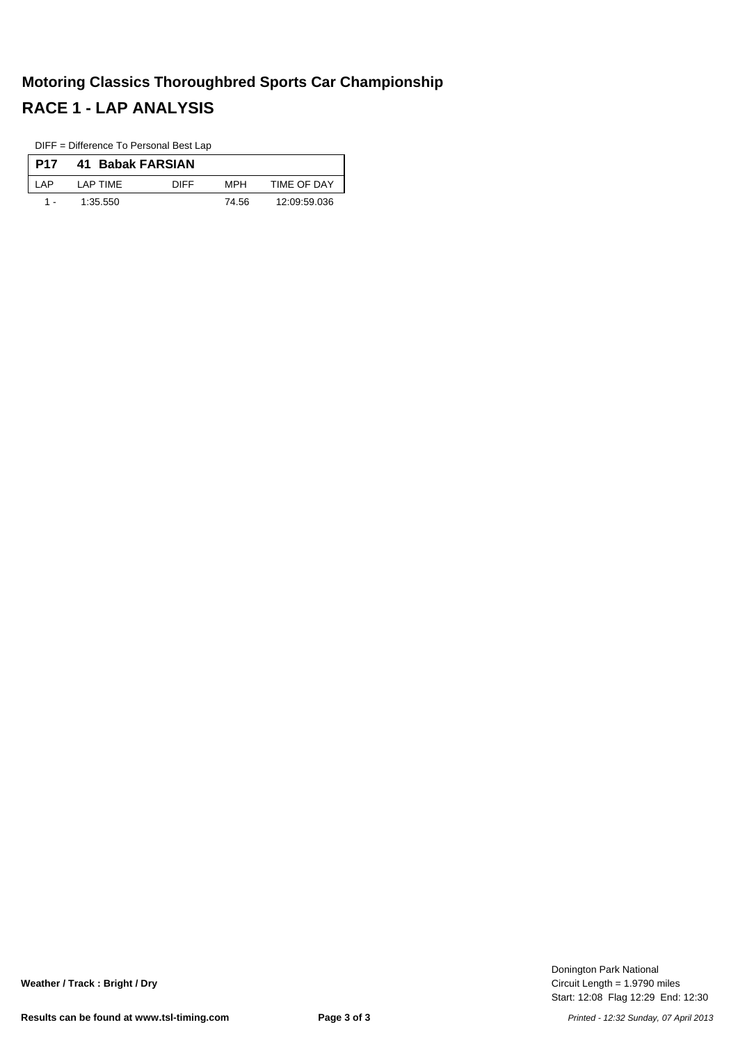# Motoring Classics Thoroughbred Sports Car Championship

## RACE 1 - LAP ANALYSIS

DIFF = Difference To Personal Best Lap

| P17 | 41 Babak FARSIAN | | | |
|---|---|---|---|---|
| LAP | LAP TIME | DIFF | MPH | TIME OF DAY |
| 1 - | 1:35.550 | | 74.56 | 12:09:59.036 |

**Weather / Track : Bright / Dry**

Donington Park National
Circuit Length = 1.9790 miles
Start: 12:08 Flag 12:29 End: 12:30

**Results can be found at www.tsl-timing.com**

*Printed - 12:32 Sunday, 07 April 2013*